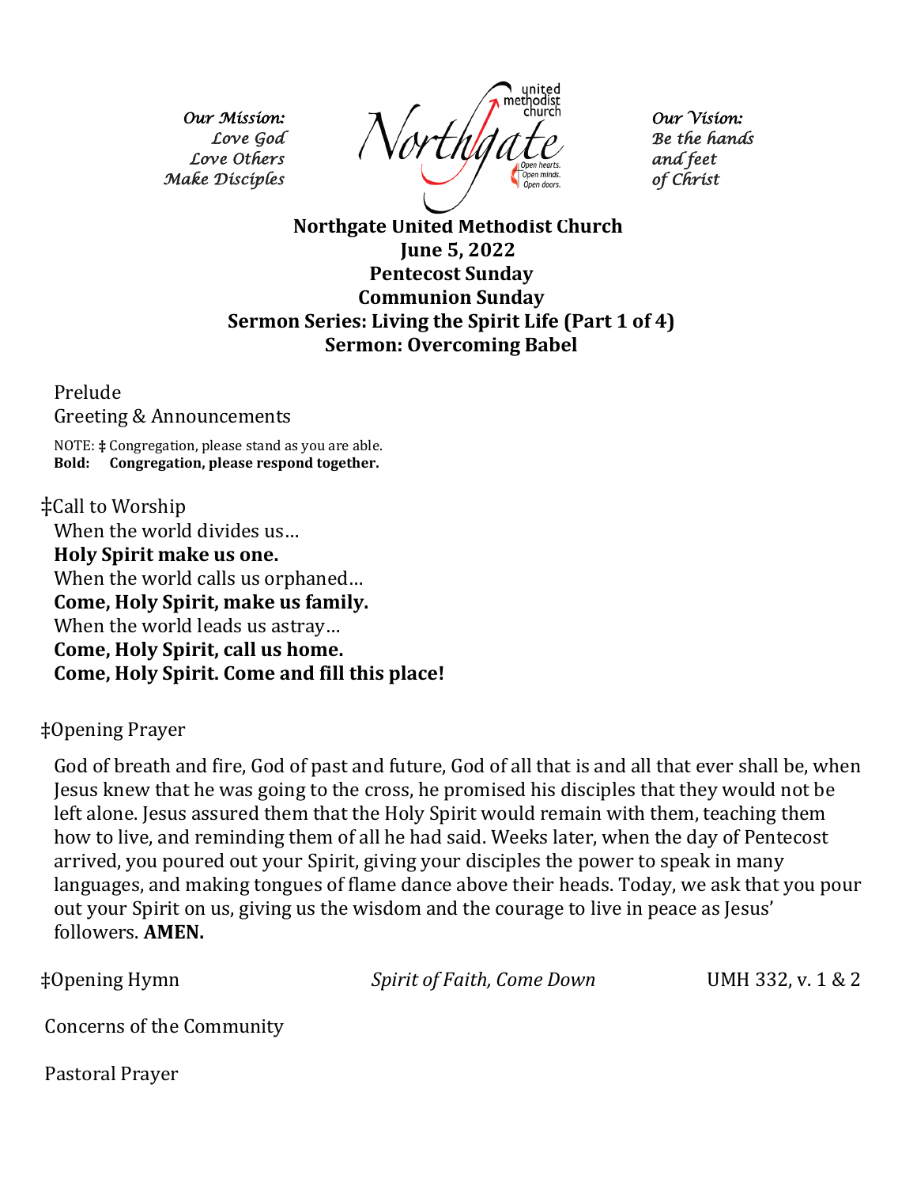*Our Mission:*
*Love God*
*Love Others*
*Make Disciples*

Northgate united methodist church — Open hearts. Open minds. Open doors.

*Our Vision:*
*Be the hands*
*and feet*
*of Christ*

**Northgate United Methodist Church**
**June 5, 2022**
**Pentecost Sunday**
**Communion Sunday**
**Sermon Series: Living the Spirit Life (Part 1 of 4)**
**Sermon: Overcoming Babel**

Prelude

Greeting & Announcements

NOTE: ‡ Congregation, please stand as you are able.
**Bold: Congregation, please respond together.**

‡Call to Worship

When the world divides us…
**Holy Spirit make us one.**
When the world calls us orphaned…
**Come, Holy Spirit, make us family.**
When the world leads us astray…
**Come, Holy Spirit, call us home.**
**Come, Holy Spirit. Come and fill this place!**

‡Opening Prayer

God of breath and fire, God of past and future, God of all that is and all that ever shall be, when Jesus knew that he was going to the cross, he promised his disciples that they would not be left alone. Jesus assured them that the Holy Spirit would remain with them, teaching them how to live, and reminding them of all he had said. Weeks later, when the day of Pentecost arrived, you poured out your Spirit, giving your disciples the power to speak in many languages, and making tongues of flame dance above their heads. Today, we ask that you pour out your Spirit on us, giving us the wisdom and the courage to live in peace as Jesus' followers. **AMEN.**

‡Opening Hymn — *Spirit of Faith, Come Down* — UMH 332, v. 1 & 2

Concerns of the Community

Pastoral Prayer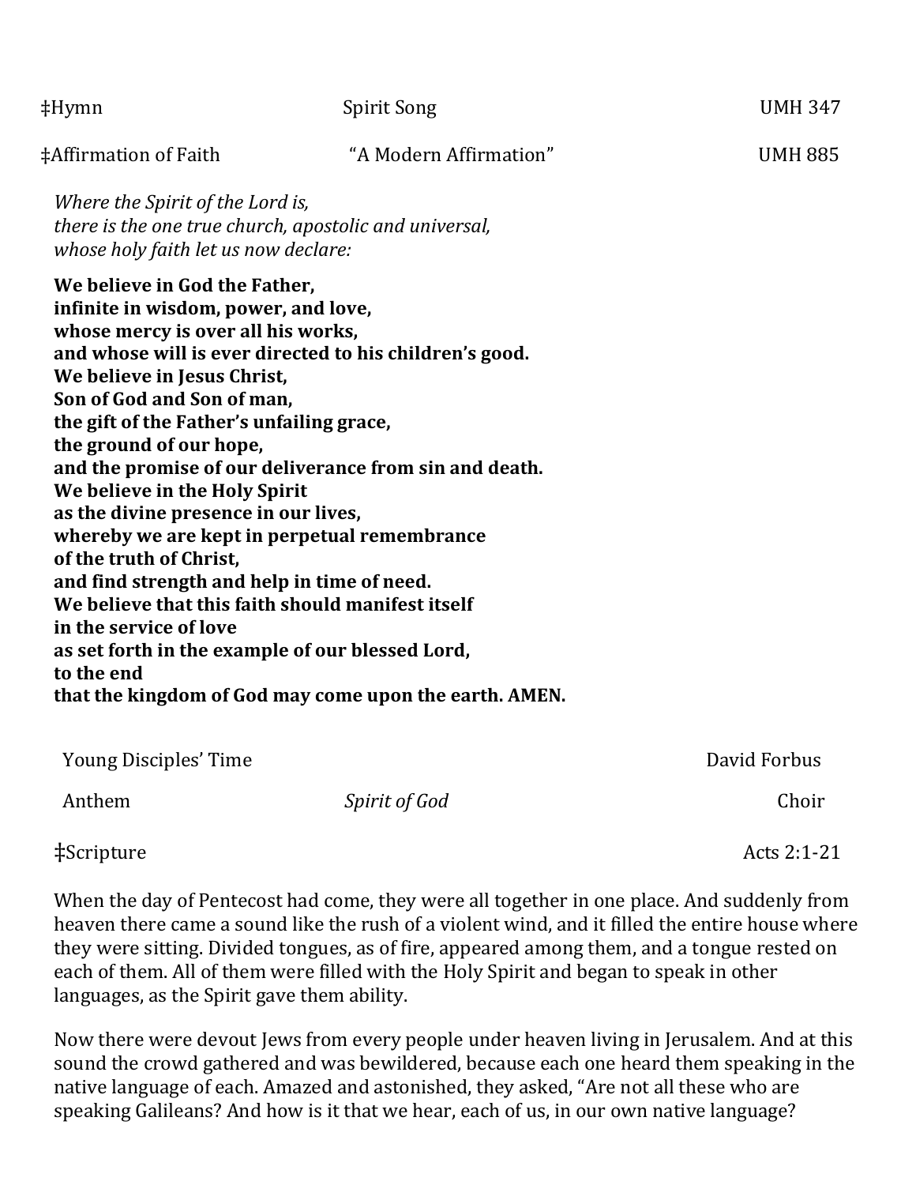‡Hymn Spirit Song UMH 347

‡Affirmation of Faith "A Modern Affirmation" UMH 885

*Where the Spirit of the Lord is,*
*there is the one true church, apostolic and universal,*
*whose holy faith let us now declare:*

**We believe in God the Father,**
**infinite in wisdom, power, and love,**
**whose mercy is over all his works,**
**and whose will is ever directed to his children's good.**
**We believe in Jesus Christ,**
**Son of God and Son of man,**
**the gift of the Father's unfailing grace,**
**the ground of our hope,**
**and the promise of our deliverance from sin and death.**
**We believe in the Holy Spirit**
**as the divine presence in our lives,**
**whereby we are kept in perpetual remembrance**
**of the truth of Christ,**
**and find strength and help in time of need.**
**We believe that this faith should manifest itself**
**in the service of love**
**as set forth in the example of our blessed Lord,**
**to the end**
**that the kingdom of God may come upon the earth. AMEN.**

Young Disciples' Time David Forbus

Anthem *Spirit of God* Choir

‡Scripture Acts 2:1-21

When the day of Pentecost had come, they were all together in one place. And suddenly from heaven there came a sound like the rush of a violent wind, and it filled the entire house where they were sitting. Divided tongues, as of fire, appeared among them, and a tongue rested on each of them. All of them were filled with the Holy Spirit and began to speak in other languages, as the Spirit gave them ability.

Now there were devout Jews from every people under heaven living in Jerusalem. And at this sound the crowd gathered and was bewildered, because each one heard them speaking in the native language of each. Amazed and astonished, they asked, "Are not all these who are speaking Galileans? And how is it that we hear, each of us, in our own native language?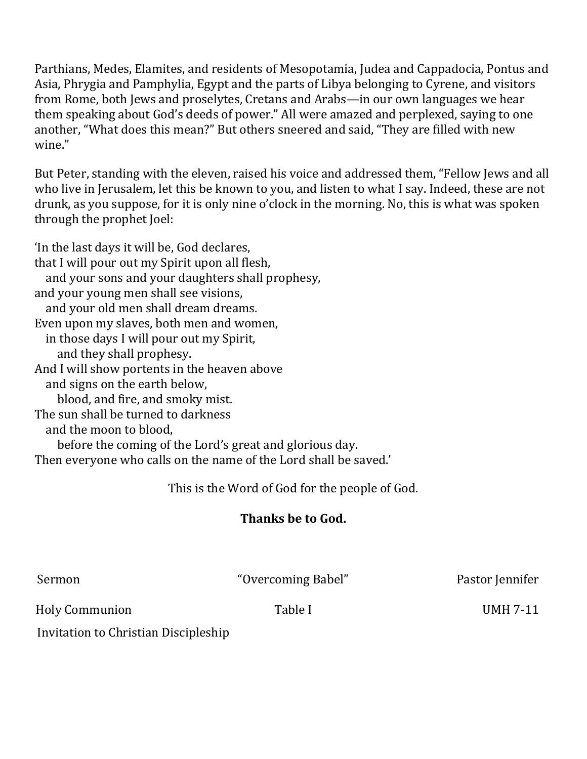Parthians, Medes, Elamites, and residents of Mesopotamia, Judea and Cappadocia, Pontus and Asia, Phrygia and Pamphylia, Egypt and the parts of Libya belonging to Cyrene, and visitors from Rome, both Jews and proselytes, Cretans and Arabs—in our own languages we hear them speaking about God's deeds of power." All were amazed and perplexed, saying to one another, "What does this mean?" But others sneered and said, "They are filled with new wine."

But Peter, standing with the eleven, raised his voice and addressed them, "Fellow Jews and all who live in Jerusalem, let this be known to you, and listen to what I say. Indeed, these are not drunk, as you suppose, for it is only nine o'clock in the morning. No, this is what was spoken through the prophet Joel:

'In the last days it will be, God declares,  
that I will pour out my Spirit upon all flesh,  
&nbsp;&nbsp;&nbsp;and your sons and your daughters shall prophesy,  
and your young men shall see visions,  
&nbsp;&nbsp;&nbsp;and your old men shall dream dreams.  
Even upon my slaves, both men and women,  
&nbsp;&nbsp;&nbsp;in those days I will pour out my Spirit,  
&nbsp;&nbsp;&nbsp;&nbsp;&nbsp;&nbsp;and they shall prophesy.  
And I will show portents in the heaven above  
&nbsp;&nbsp;&nbsp;and signs on the earth below,  
&nbsp;&nbsp;&nbsp;&nbsp;&nbsp;&nbsp;blood, and fire, and smoky mist.  
The sun shall be turned to darkness  
&nbsp;&nbsp;&nbsp;and the moon to blood,  
&nbsp;&nbsp;&nbsp;&nbsp;&nbsp;&nbsp;before the coming of the Lord's great and glorious day.  
Then everyone who calls on the name of the Lord shall be saved.'

This is the Word of God for the people of God.

**Thanks be to God.**

Sermon "Overcoming Babel" Pastor Jennifer

Holy Communion Table I UMH 7-11

Invitation to Christian Discipleship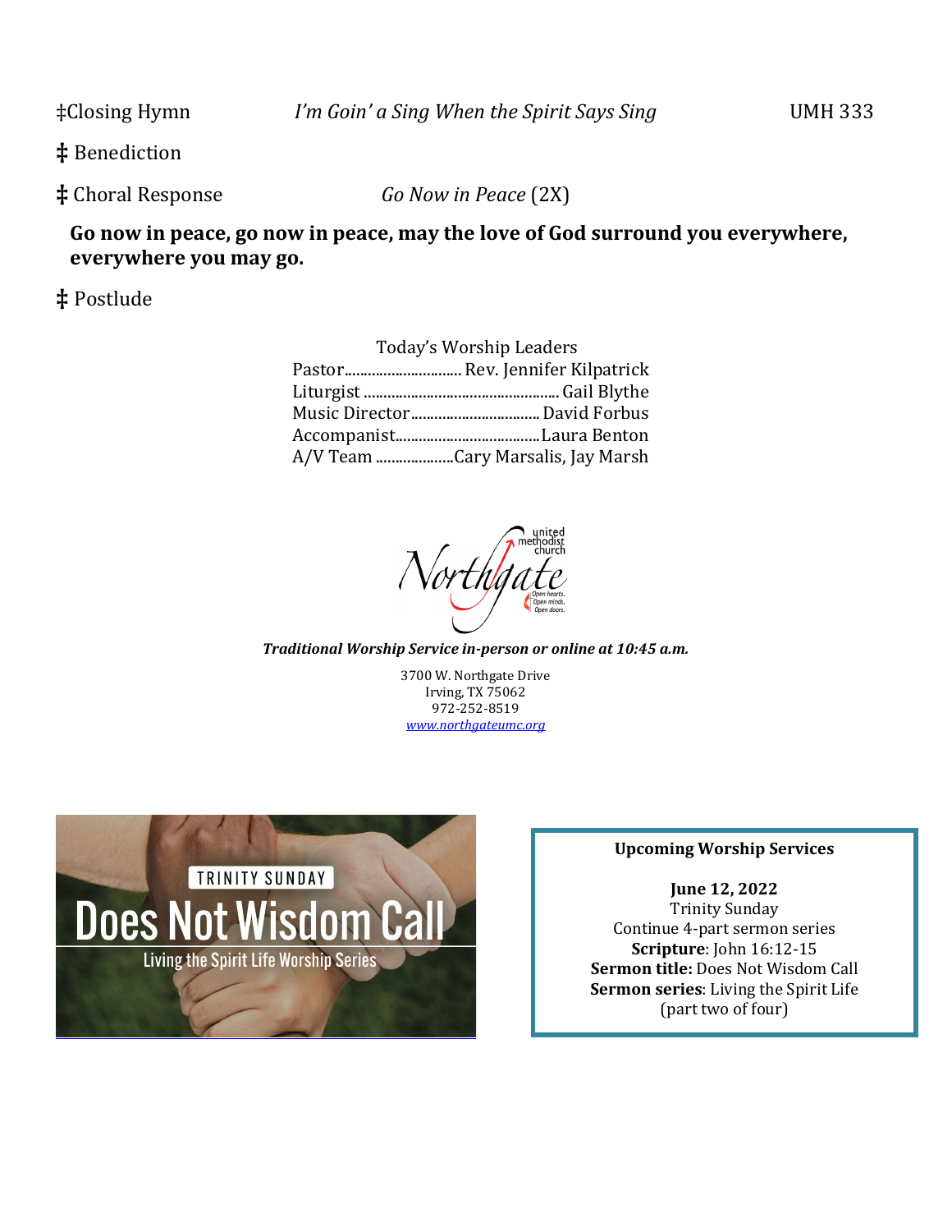‡Closing Hymn *I'm Goin' a Sing When the Spirit Says Sing* UMH 333

‡ Benediction

‡ Choral Response *Go Now in Peace* (2X)

**Go now in peace, go now in peace, may the love of God surround you everywhere, everywhere you may go.**

‡ Postlude

Today's Worship Leaders

Pastor.............................. Rev. Jennifer Kilpatrick
Liturgist .................................................. Gail Blythe
Music Director................................. David Forbus
Accompanist.....................................Laura Benton
A/V Team ....................Cary Marsalis, Jay Marsh

Northgate united methodist church

Open hearts. Open minds. Open doors.

***Traditional Worship Service in-person or online at 10:45 a.m.***

3700 W. Northgate Drive
Irving, TX 75062
972-252-8519
[www.northgateumc.org](http://www.northgateumc.org)

TRINITY SUNDAY
Does Not Wisdom Call
Living the Spirit Life Worship Series

**Upcoming Worship Services**

**June 12, 2022**
Trinity Sunday
Continue 4-part sermon series
**Scripture**: John 16:12-15
**Sermon title:** Does Not Wisdom Call
**Sermon series**: Living the Spirit Life
(part two of four)